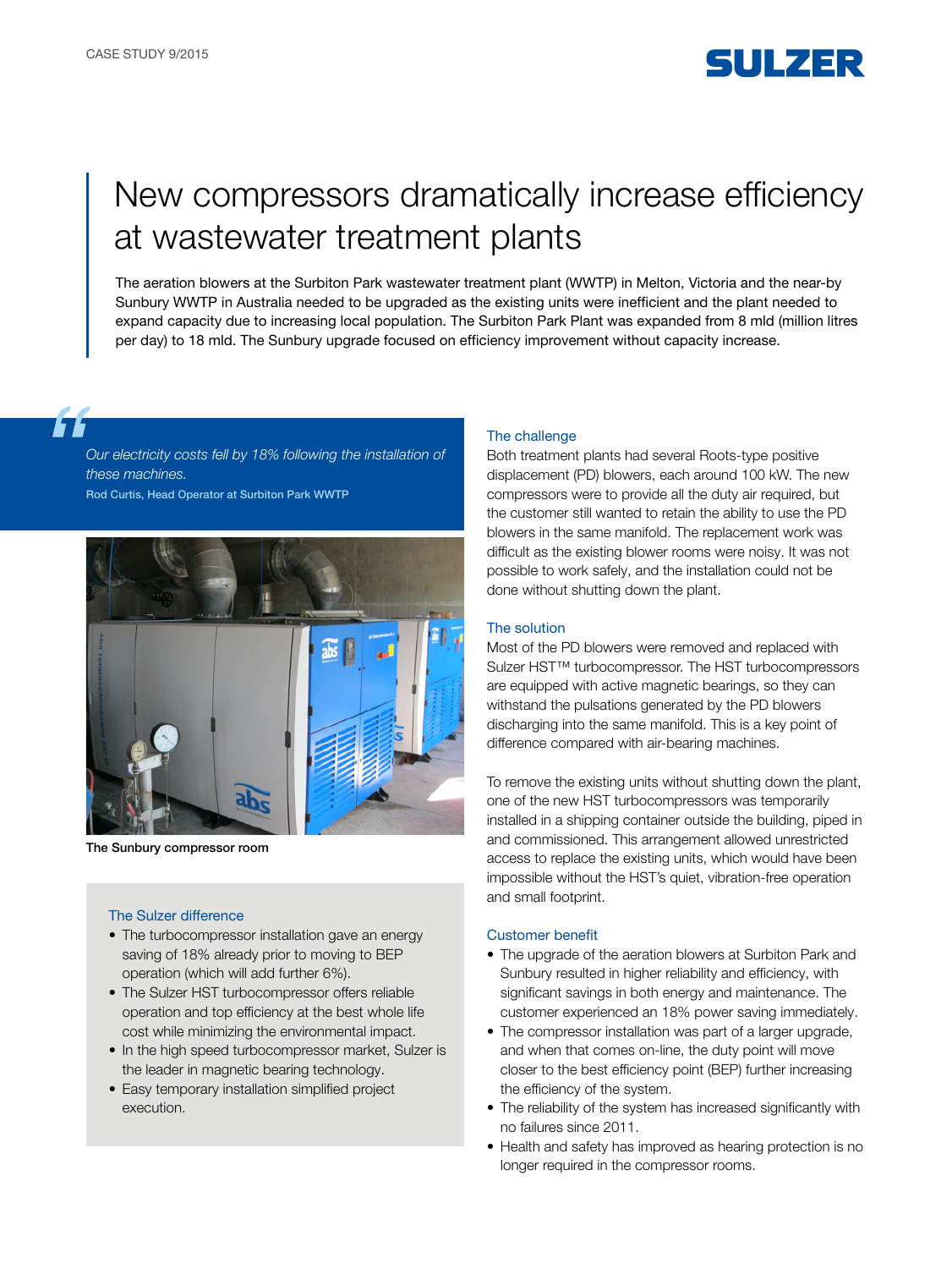CASE STUDY 9/2015

# New compressors dramatically increase efficiency at wastewater treatment plants

The aeration blowers at the Surbiton Park wastewater treatment plant (WWTP) in Melton, Victoria and the near-by Sunbury WWTP in Australia needed to be upgraded as the existing units were inefficient and the plant needed to expand capacity due to increasing local population. The Surbiton Park Plant was expanded from 8 mld (million litres per day) to 18 mld. The Sunbury upgrade focused on efficiency improvement without capacity increase.

> *Our electricity costs fell by 18% following the installation of these machines.*
>
> Rod Curtis, Head Operator at Surbiton Park WWTP

The Sunbury compressor room

### The Sulzer difference

- The turbocompressor installation gave an energy saving of 18% already prior to moving to BEP operation (which will add further 6%).
- The Sulzer HST turbocompressor offers reliable operation and top efficiency at the best whole life cost while minimizing the environmental impact.
- In the high speed turbocompressor market, Sulzer is the leader in magnetic bearing technology.
- Easy temporary installation simplified project execution.

### The challenge

Both treatment plants had several Roots-type positive displacement (PD) blowers, each around 100 kW. The new compressors were to provide all the duty air required, but the customer still wanted to retain the ability to use the PD blowers in the same manifold. The replacement work was difficult as the existing blower rooms were noisy. It was not possible to work safely, and the installation could not be done without shutting down the plant.

### The solution

Most of the PD blowers were removed and replaced with Sulzer HST™ turbocompressor. The HST turbocompressors are equipped with active magnetic bearings, so they can withstand the pulsations generated by the PD blowers discharging into the same manifold. This is a key point of difference compared with air-bearing machines.

To remove the existing units without shutting down the plant, one of the new HST turbocompressors was temporarily installed in a shipping container outside the building, piped in and commissioned. This arrangement allowed unrestricted access to replace the existing units, which would have been impossible without the HST's quiet, vibration-free operation and small footprint.

### Customer benefit

- The upgrade of the aeration blowers at Surbiton Park and Sunbury resulted in higher reliability and efficiency, with significant savings in both energy and maintenance. The customer experienced an 18% power saving immediately.
- The compressor installation was part of a larger upgrade, and when that comes on-line, the duty point will move closer to the best efficiency point (BEP) further increasing the efficiency of the system.
- The reliability of the system has increased significantly with no failures since 2011.
- Health and safety has improved as hearing protection is no longer required in the compressor rooms.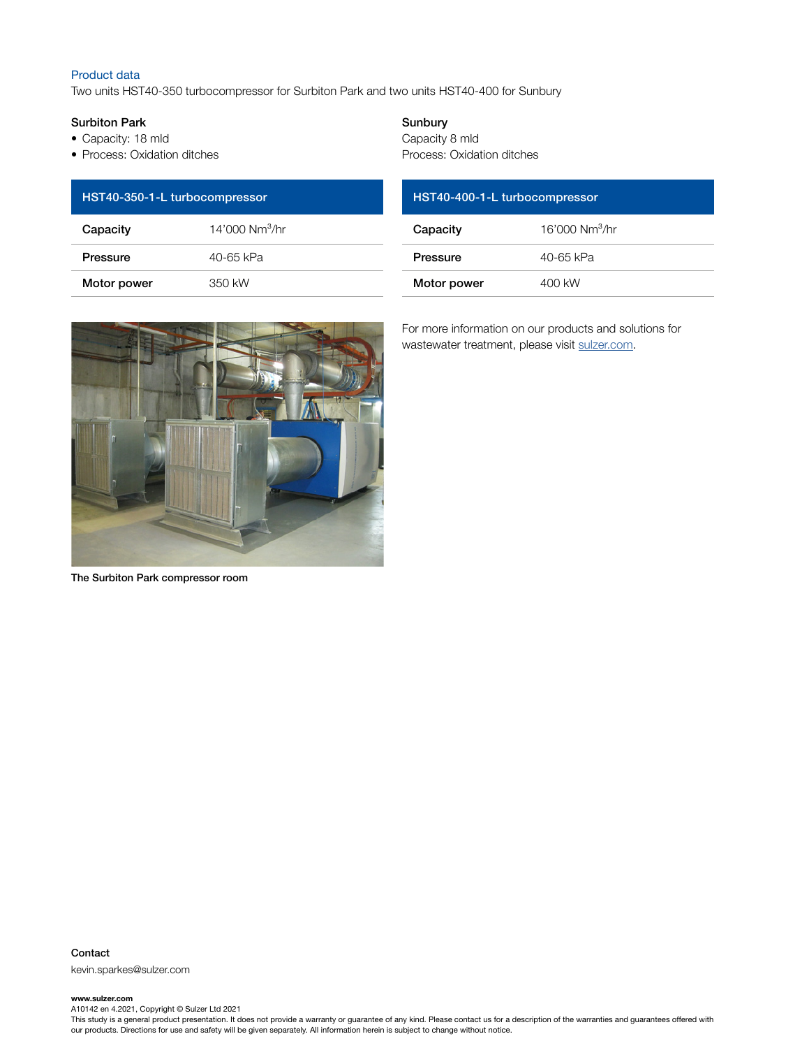## Product data

Two units HST40-350 turbocompressor for Surbiton Park and two units HST40-400 for Sunbury

### Surbiton Park

- Capacity: 18 mld
- Process: Oxidation ditches

| HST40-350-1-L turbocompressor | |
|---|---|
| **Capacity** | 14’000 Nm$^3$/hr |
| **Pressure** | 40-65 kPa |
| **Motor power** | 350 kW |

### Sunbury

Capacity 8 mld

Process: Oxidation ditches

| HST40-400-1-L turbocompressor | |
|---|---|
| **Capacity** | 16’000 Nm$^3$/hr |
| **Pressure** | 40-65 kPa |
| **Motor power** | 400 kW |

**The Surbiton Park compressor room**

For more information on our products and solutions for wastewater treatment, please visit sulzer.com.

**Contact**

kevin.sparkes@sulzer.com

**www.sulzer.com**

A10142 en 4.2021, Copyright © Sulzer Ltd 2021

This study is a general product presentation. It does not provide a warranty or guarantee of any kind. Please contact us for a description of the warranties and guarantees offered with our products. Directions for use and safety will be given separately. All information herein is subject to change without notice.